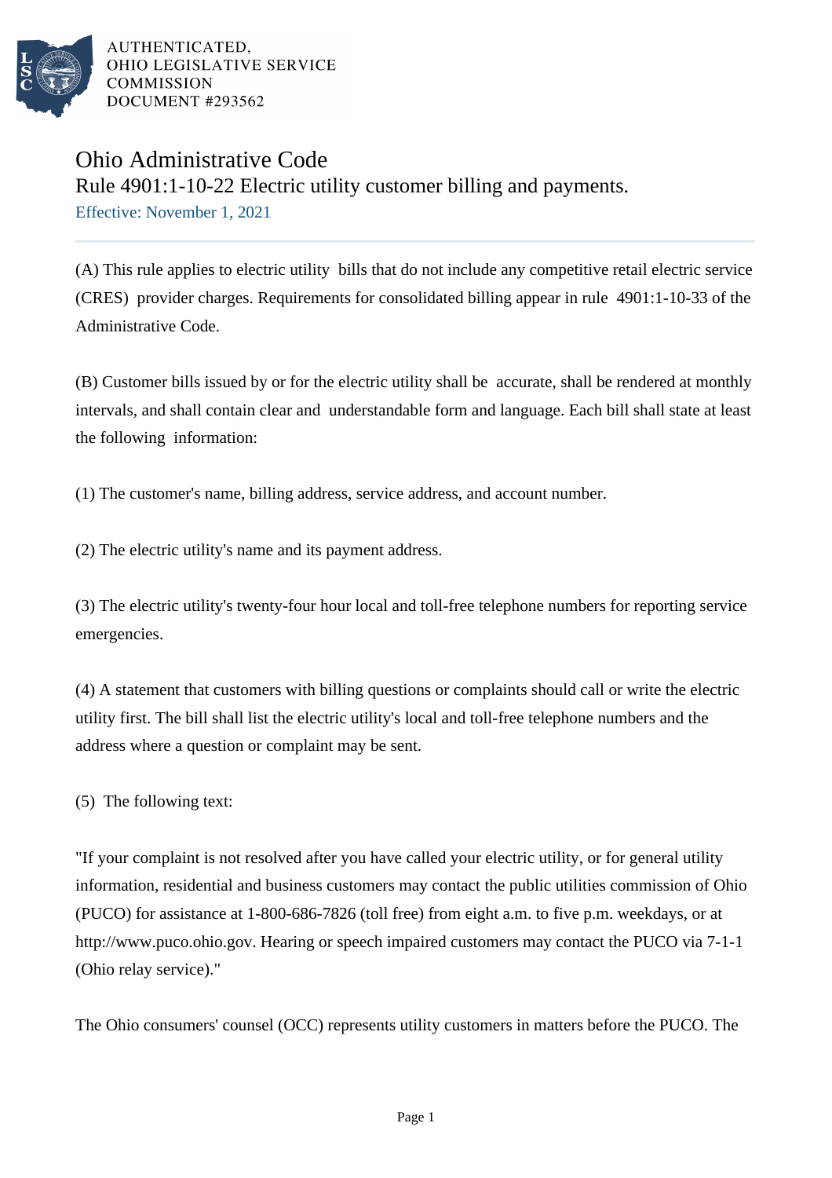AUTHENTICATED,
OHIO LEGISLATIVE SERVICE
COMMISSION
DOCUMENT #293562

# Ohio Administrative Code

## Rule 4901:1-10-22 Electric utility customer billing and payments.

Effective: November 1, 2021

(A) This rule applies to electric utility bills that do not include any competitive retail electric service (CRES) provider charges. Requirements for consolidated billing appear in rule 4901:1-10-33 of the Administrative Code.

(B) Customer bills issued by or for the electric utility shall be accurate, shall be rendered at monthly intervals, and shall contain clear and understandable form and language. Each bill shall state at least the following information:

(1) The customer's name, billing address, service address, and account number.

(2) The electric utility's name and its payment address.

(3) The electric utility's twenty-four hour local and toll-free telephone numbers for reporting service emergencies.

(4) A statement that customers with billing questions or complaints should call or write the electric utility first. The bill shall list the electric utility's local and toll-free telephone numbers and the address where a question or complaint may be sent.

(5) The following text:

"If your complaint is not resolved after you have called your electric utility, or for general utility information, residential and business customers may contact the public utilities commission of Ohio (PUCO) for assistance at 1-800-686-7826 (toll free) from eight a.m. to five p.m. weekdays, or at http://www.puco.ohio.gov. Hearing or speech impaired customers may contact the PUCO via 7-1-1 (Ohio relay service)."

The Ohio consumers' counsel (OCC) represents utility customers in matters before the PUCO. The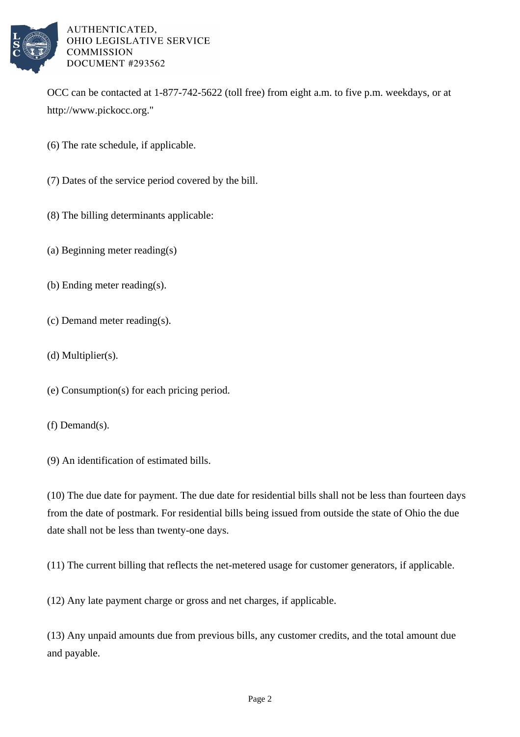OCC can be contacted at 1-877-742-5622 (toll free) from eight a.m. to five p.m. weekdays, or at http://www.pickocc.org."

(6) The rate schedule, if applicable.

(7) Dates of the service period covered by the bill.

(8) The billing determinants applicable:

(a) Beginning meter reading(s)

(b) Ending meter reading(s).

(c) Demand meter reading(s).

(d) Multiplier(s).

(e) Consumption(s) for each pricing period.

(f) Demand(s).

(9) An identification of estimated bills.

(10) The due date for payment. The due date for residential bills shall not be less than fourteen days from the date of postmark. For residential bills being issued from outside the state of Ohio the due date shall not be less than twenty-one days.

(11) The current billing that reflects the net-metered usage for customer generators, if applicable.

(12) Any late payment charge or gross and net charges, if applicable.

(13) Any unpaid amounts due from previous bills, any customer credits, and the total amount due and payable.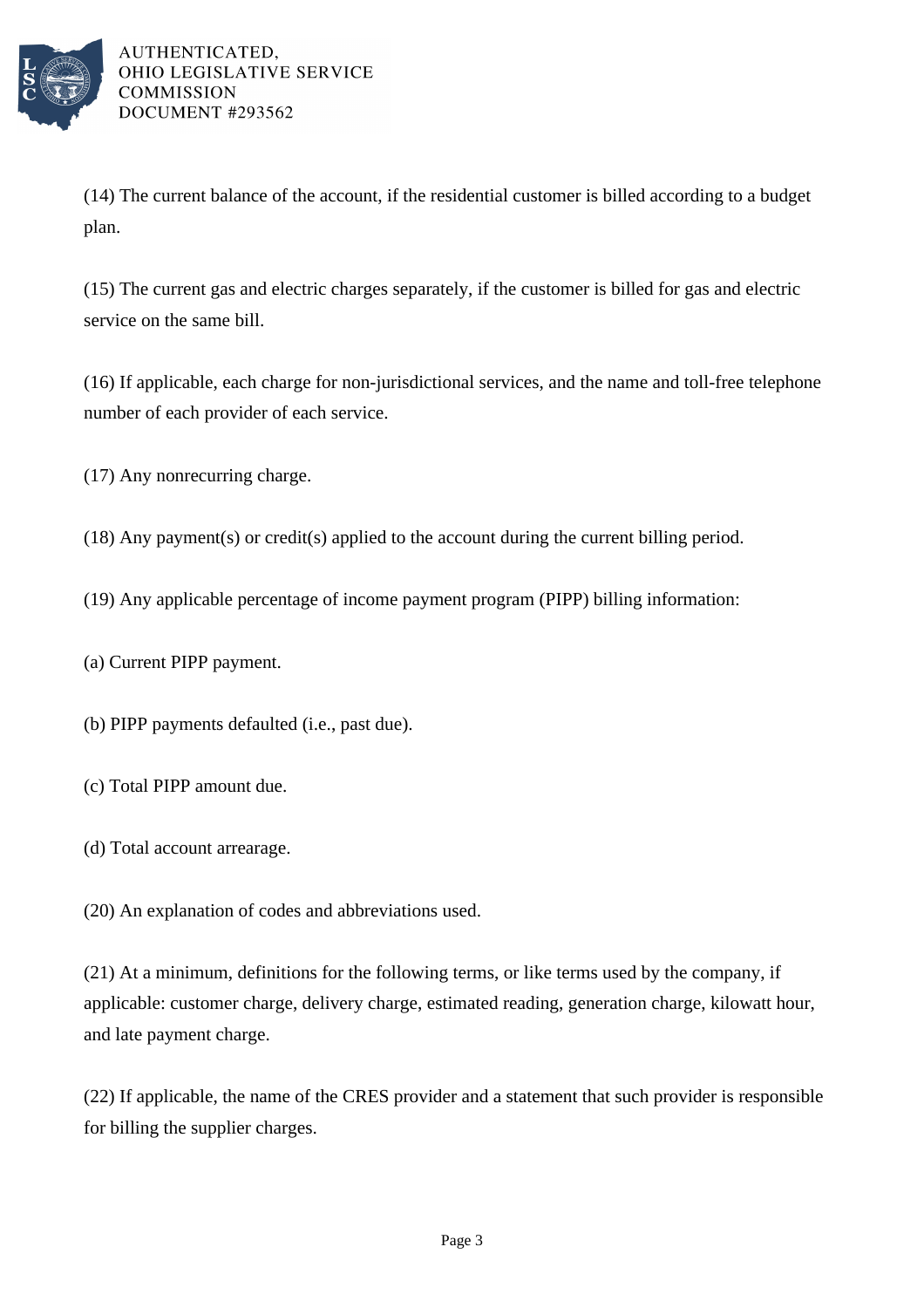(14) The current balance of the account, if the residential customer is billed according to a budget plan.

(15) The current gas and electric charges separately, if the customer is billed for gas and electric service on the same bill.

(16) If applicable, each charge for non-jurisdictional services, and the name and toll-free telephone number of each provider of each service.

(17) Any nonrecurring charge.

(18) Any payment(s) or credit(s) applied to the account during the current billing period.

(19) Any applicable percentage of income payment program (PIPP) billing information:

(a) Current PIPP payment.

(b) PIPP payments defaulted (i.e., past due).

(c) Total PIPP amount due.

(d) Total account arrearage.

(20) An explanation of codes and abbreviations used.

(21) At a minimum, definitions for the following terms, or like terms used by the company, if applicable: customer charge, delivery charge, estimated reading, generation charge, kilowatt hour, and late payment charge.

(22) If applicable, the name of the CRES provider and a statement that such provider is responsible for billing the supplier charges.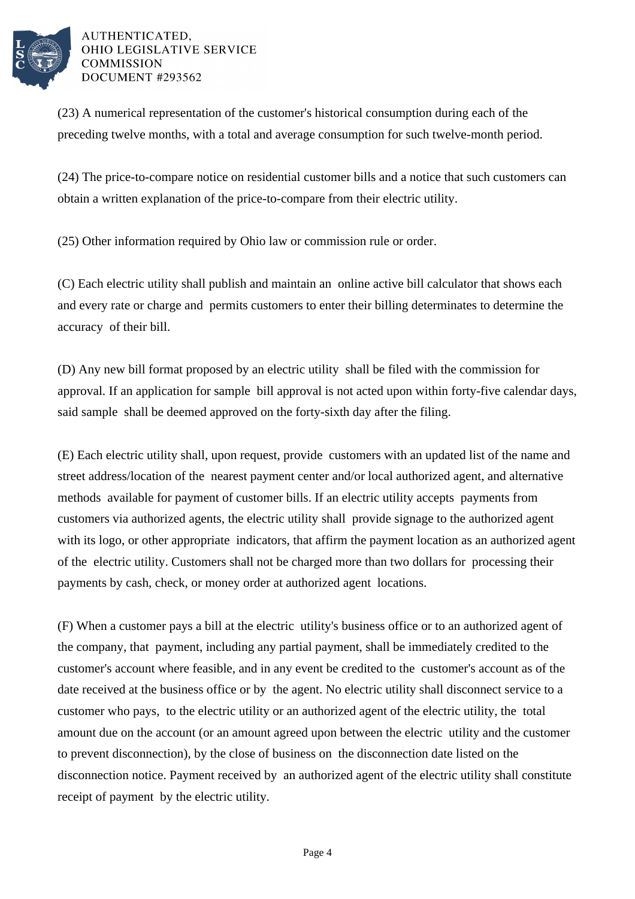(23) A numerical representation of the customer's historical consumption during each of the preceding twelve months, with a total and average consumption for such twelve-month period.

(24) The price-to-compare notice on residential customer bills and a notice that such customers can obtain a written explanation of the price-to-compare from their electric utility.

(25) Other information required by Ohio law or commission rule or order.

(C) Each electric utility shall publish and maintain an online active bill calculator that shows each and every rate or charge and permits customers to enter their billing determinates to determine the accuracy of their bill.

(D) Any new bill format proposed by an electric utility shall be filed with the commission for approval. If an application for sample bill approval is not acted upon within forty-five calendar days, said sample shall be deemed approved on the forty-sixth day after the filing.

(E) Each electric utility shall, upon request, provide customers with an updated list of the name and street address/location of the nearest payment center and/or local authorized agent, and alternative methods available for payment of customer bills. If an electric utility accepts payments from customers via authorized agents, the electric utility shall provide signage to the authorized agent with its logo, or other appropriate indicators, that affirm the payment location as an authorized agent of the electric utility. Customers shall not be charged more than two dollars for processing their payments by cash, check, or money order at authorized agent locations.

(F) When a customer pays a bill at the electric utility's business office or to an authorized agent of the company, that payment, including any partial payment, shall be immediately credited to the customer's account where feasible, and in any event be credited to the customer's account as of the date received at the business office or by the agent. No electric utility shall disconnect service to a customer who pays, to the electric utility or an authorized agent of the electric utility, the total amount due on the account (or an amount agreed upon between the electric utility and the customer to prevent disconnection), by the close of business on the disconnection date listed on the disconnection notice. Payment received by an authorized agent of the electric utility shall constitute receipt of payment by the electric utility.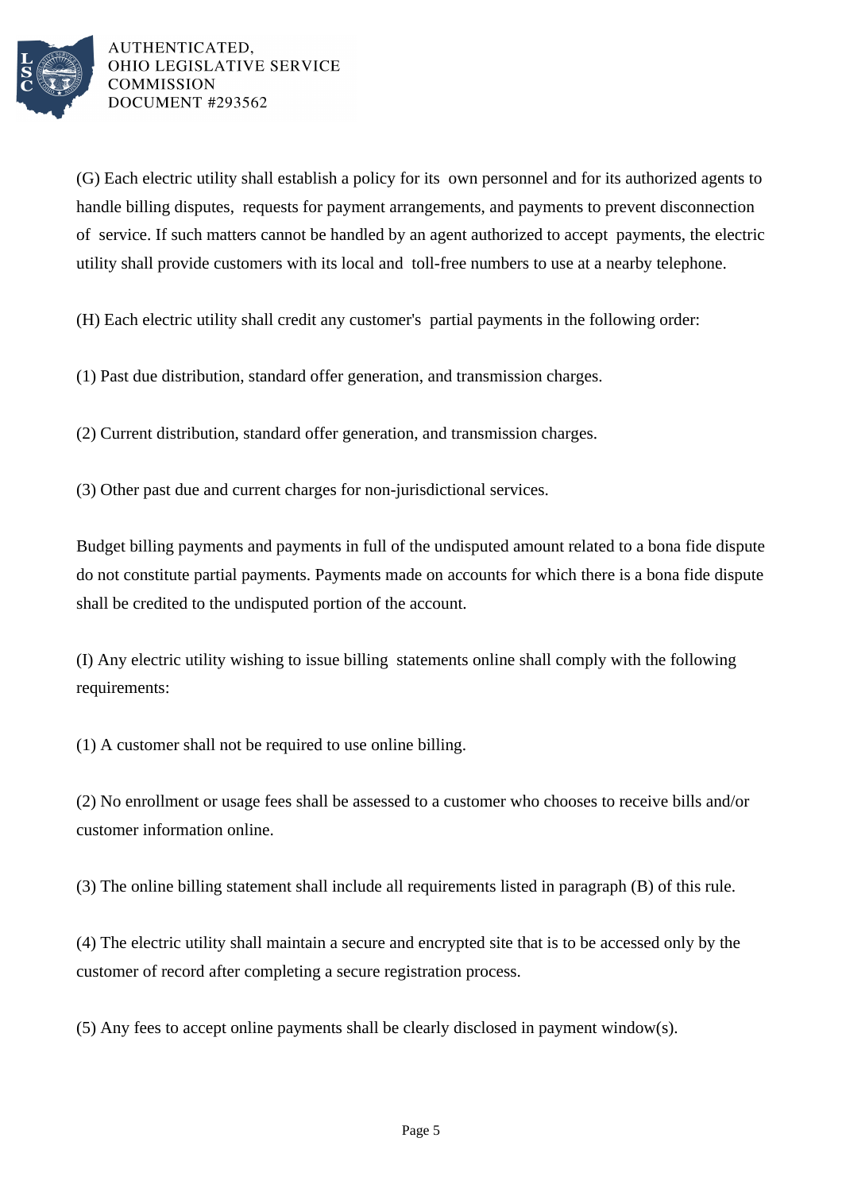(G) Each electric utility shall establish a policy for its own personnel and for its authorized agents to handle billing disputes, requests for payment arrangements, and payments to prevent disconnection of service. If such matters cannot be handled by an agent authorized to accept payments, the electric utility shall provide customers with its local and toll-free numbers to use at a nearby telephone.

(H) Each electric utility shall credit any customer's partial payments in the following order:

(1) Past due distribution, standard offer generation, and transmission charges.

(2) Current distribution, standard offer generation, and transmission charges.

(3) Other past due and current charges for non-jurisdictional services.

Budget billing payments and payments in full of the undisputed amount related to a bona fide dispute do not constitute partial payments. Payments made on accounts for which there is a bona fide dispute shall be credited to the undisputed portion of the account.

(I) Any electric utility wishing to issue billing statements online shall comply with the following requirements:

(1) A customer shall not be required to use online billing.

(2) No enrollment or usage fees shall be assessed to a customer who chooses to receive bills and/or customer information online.

(3) The online billing statement shall include all requirements listed in paragraph (B) of this rule.

(4) The electric utility shall maintain a secure and encrypted site that is to be accessed only by the customer of record after completing a secure registration process.

(5) Any fees to accept online payments shall be clearly disclosed in payment window(s).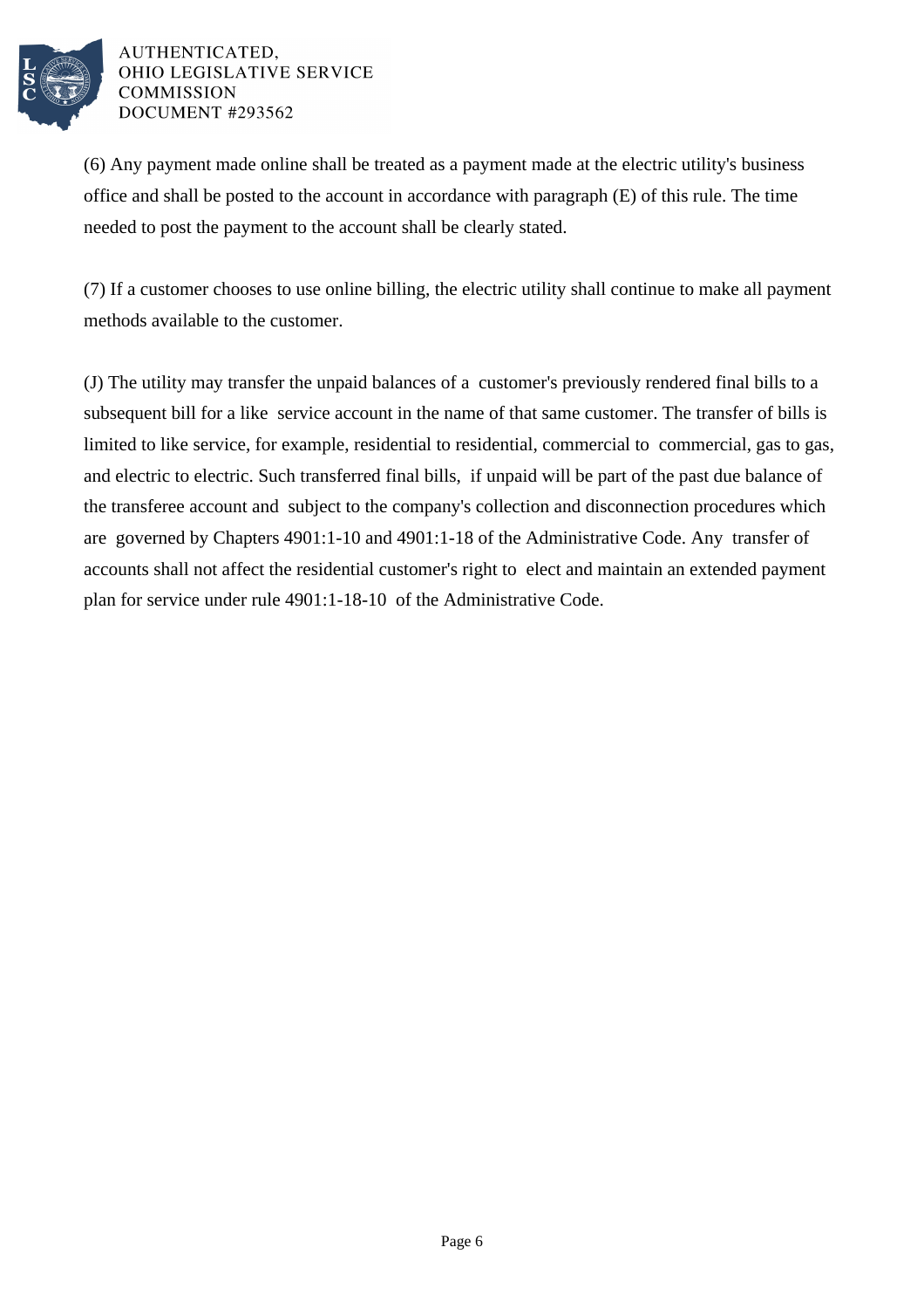(6) Any payment made online shall be treated as a payment made at the electric utility's business office and shall be posted to the account in accordance with paragraph (E) of this rule. The time needed to post the payment to the account shall be clearly stated.

(7) If a customer chooses to use online billing, the electric utility shall continue to make all payment methods available to the customer.

(J) The utility may transfer the unpaid balances of a customer's previously rendered final bills to a subsequent bill for a like service account in the name of that same customer. The transfer of bills is limited to like service, for example, residential to residential, commercial to commercial, gas to gas, and electric to electric. Such transferred final bills, if unpaid will be part of the past due balance of the transferee account and subject to the company's collection and disconnection procedures which are governed by Chapters 4901:1-10 and 4901:1-18 of the Administrative Code. Any transfer of accounts shall not affect the residential customer's right to elect and maintain an extended payment plan for service under rule 4901:1-18-10 of the Administrative Code.